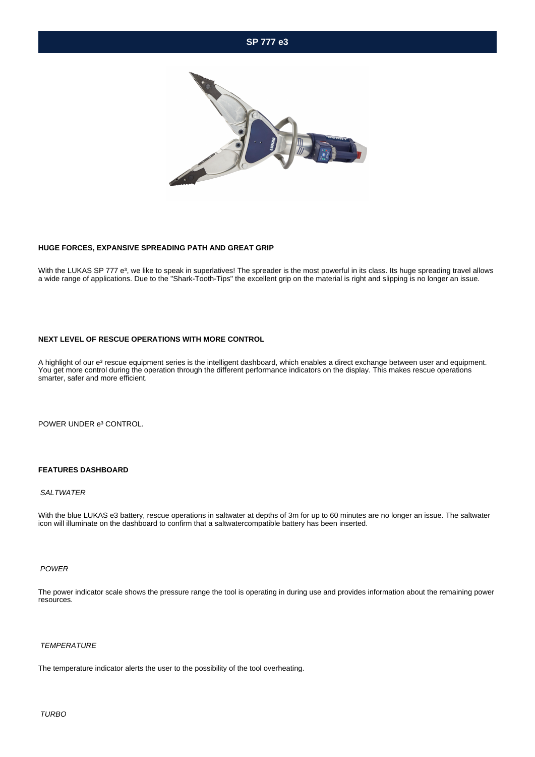# SP 777 e3

**HUGE FORCES, EXPANSIVE SPREADING PATH AND GREAT GRIP**

With the LUKAS SP 777 e³, we like to speak in superlatives! The spreader is the most powerful in its class. Its huge spreading travel allows a wide range of applications. Due to the "Shark-Tooth-Tips" the excellent grip on the material is right and slipping is no longer an issue.

**NEXT LEVEL OF RESCUE OPERATIONS WITH MORE CONTROL**

A highlight of our e³ rescue equipment series is the intelligent dashboard, which enables a direct exchange between user and equipment. You get more control during the operation through the different performance indicators on the display. This makes rescue operations smarter, safer and more efficient.

POWER UNDER e³ CONTROL.

**FEATURES DASHBOARD**

*SALTWATER*

With the blue LUKAS e3 battery, rescue operations in saltwater at depths of 3m for up to 60 minutes are no longer an issue. The saltwater icon will illuminate on the dashboard to confirm that a saltwatercompatible battery has been inserted.

*POWER*

The power indicator scale shows the pressure range the tool is operating in during use and provides information about the remaining power resources.

*TEMPERATURE*

The temperature indicator alerts the user to the possibility of the tool overheating.

*TURBO*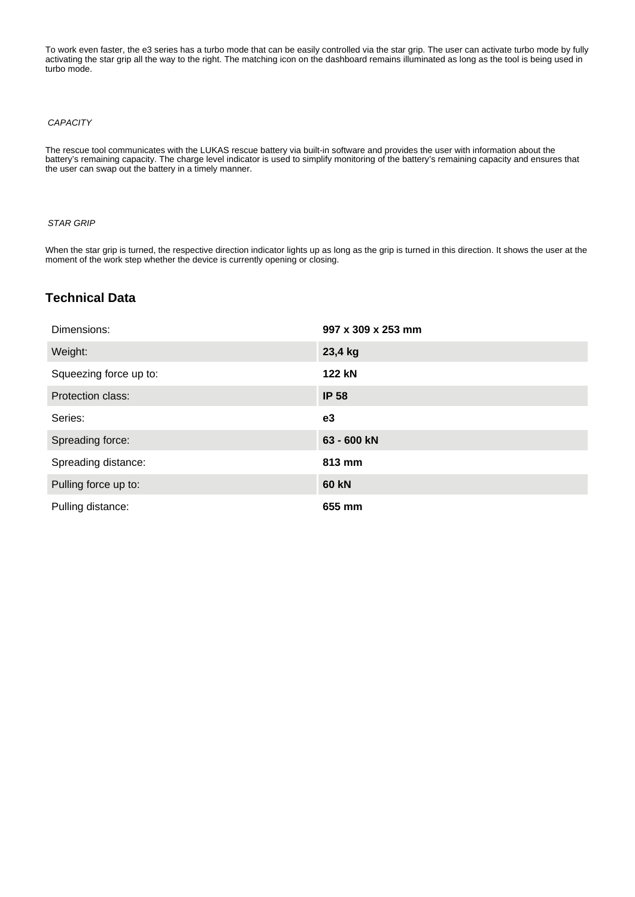To work even faster, the e3 series has a turbo mode that can be easily controlled via the star grip. The user can activate turbo mode by fully activating the star grip all the way to the right. The matching icon on the dashboard remains illuminated as long as the tool is being used in turbo mode.

*CAPACITY*

The rescue tool communicates with the LUKAS rescue battery via built-in software and provides the user with information about the battery's remaining capacity. The charge level indicator is used to simplify monitoring of the battery's remaining capacity and ensures that the user can swap out the battery in a timely manner.

*STAR GRIP*

When the star grip is turned, the respective direction indicator lights up as long as the grip is turned in this direction. It shows the user at the moment of the work step whether the device is currently opening or closing.

## Technical Data

| | |
|---|---|
| Dimensions: | **997 x 309 x 253 mm** |
| Weight: | **23,4 kg** |
| Squeezing force up to: | **122 kN** |
| Protection class: | **IP 58** |
| Series: | **e3** |
| Spreading force: | **63 - 600 kN** |
| Spreading distance: | **813 mm** |
| Pulling force up to: | **60 kN** |
| Pulling distance: | **655 mm** |